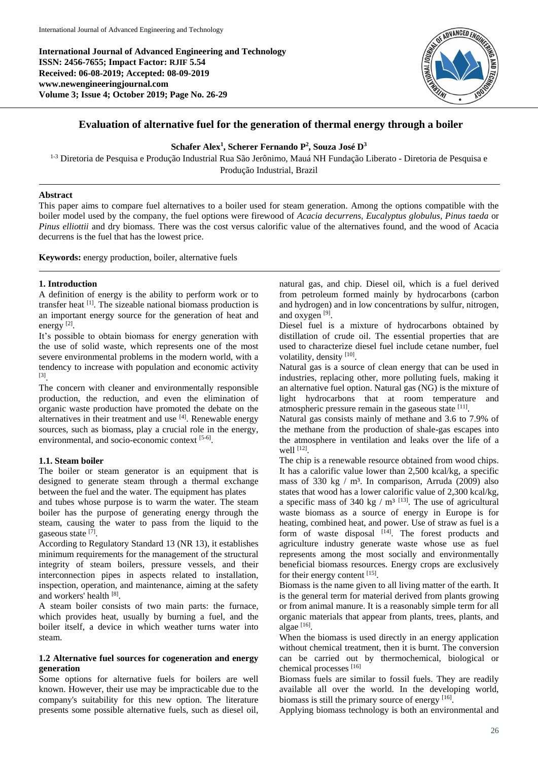**International Journal of Advanced Engineering and Technology**
**ISSN: 2456-7655; Impact Factor: RJIF 5.54**
**Received: 06-08-2019; Accepted: 08-09-2019**
**www.newengineeringjournal.com**
**Volume 3; Issue 4; October 2019; Page No. 26-29**

# Evaluation of alternative fuel for the generation of thermal energy through a boiler

**Schafer Alex[1], Scherer Fernando P[2], Souza José D[3]**

[1-3] Diretoria de Pesquisa e Produção Industrial Rua São Jerônimo, Mauá NH Fundação Liberato - Diretoria de Pesquisa e Produção Industrial, Brazil

## Abstract

This paper aims to compare fuel alternatives to a boiler used for steam generation. Among the options compatible with the boiler model used by the company, the fuel options were firewood of *Acacia decurrens, Eucalyptus globulus, Pinus taeda* or *Pinus elliottii* and dry biomass. There was the cost versus calorific value of the alternatives found, and the wood of Acacia decurrens is the fuel that has the lowest price.

**Keywords:** energy production, boiler, alternative fuels

## 1. Introduction

A definition of energy is the ability to perform work or to transfer heat [1]. The sizeable national biomass production is an important energy source for the generation of heat and energy [2].

It's possible to obtain biomass for energy generation with the use of solid waste, which represents one of the most severe environmental problems in the modern world, with a tendency to increase with population and economic activity [3].

The concern with cleaner and environmentally responsible production, the reduction, and even the elimination of organic waste production have promoted the debate on the alternatives in their treatment and use [4]. Renewable energy sources, such as biomass, play a crucial role in the energy, environmental, and socio-economic context [5-6].

### 1.1. Steam boiler

The boiler or steam generator is an equipment that is designed to generate steam through a thermal exchange between the fuel and the water. The equipment has plates and tubes whose purpose is to warm the water. The steam boiler has the purpose of generating energy through the steam, causing the water to pass from the liquid to the gaseous state [7].

According to Regulatory Standard 13 (NR 13), it establishes minimum requirements for the management of the structural integrity of steam boilers, pressure vessels, and their interconnection pipes in aspects related to installation, inspection, operation, and maintenance, aiming at the safety and workers' health [8].

A steam boiler consists of two main parts: the furnace, which provides heat, usually by burning a fuel, and the boiler itself, a device in which weather turns water into steam.

### 1.2 Alternative fuel sources for cogeneration and energy generation

Some options for alternative fuels for boilers are well known. However, their use may be impracticable due to the company's suitability for this new option. The literature presents some possible alternative fuels, such as diesel oil, natural gas, and chip. Diesel oil, which is a fuel derived from petroleum formed mainly by hydrocarbons (carbon and hydrogen) and in low concentrations by sulfur, nitrogen, and oxygen [9].

Diesel fuel is a mixture of hydrocarbons obtained by distillation of crude oil. The essential properties that are used to characterize diesel fuel include cetane number, fuel volatility, density [10].

Natural gas is a source of clean energy that can be used in industries, replacing other, more polluting fuels, making it an alternative fuel option. Natural gas (NG) is the mixture of light hydrocarbons that at room temperature and atmospheric pressure remain in the gaseous state [11].

Natural gas consists mainly of methane and 3.6 to 7.9% of the methane from the production of shale-gas escapes into the atmosphere in ventilation and leaks over the life of a well [12].

The chip is a renewable resource obtained from wood chips. It has a calorific value lower than 2,500 kcal/kg, a specific mass of 330 kg / m³. In comparison, Arruda (2009) also states that wood has a lower calorific value of 2,300 kcal/kg, a specific mass of 340 kg / m³ [13]. The use of agricultural waste biomass as a source of energy in Europe is for heating, combined heat, and power. Use of straw as fuel is a form of waste disposal [14]. The forest products and agriculture industry generate waste whose use as fuel represents among the most socially and environmentally beneficial biomass resources. Energy crops are exclusively for their energy content [15].

Biomass is the name given to all living matter of the earth. It is the general term for material derived from plants growing or from animal manure. It is a reasonably simple term for all organic materials that appear from plants, trees, plants, and algae [16].

When the biomass is used directly in an energy application without chemical treatment, then it is burnt. The conversion can be carried out by thermochemical, biological or chemical processes [16]

Biomass fuels are similar to fossil fuels. They are readily available all over the world. In the developing world, biomass is still the primary source of energy [16].

Applying biomass technology is both an environmental and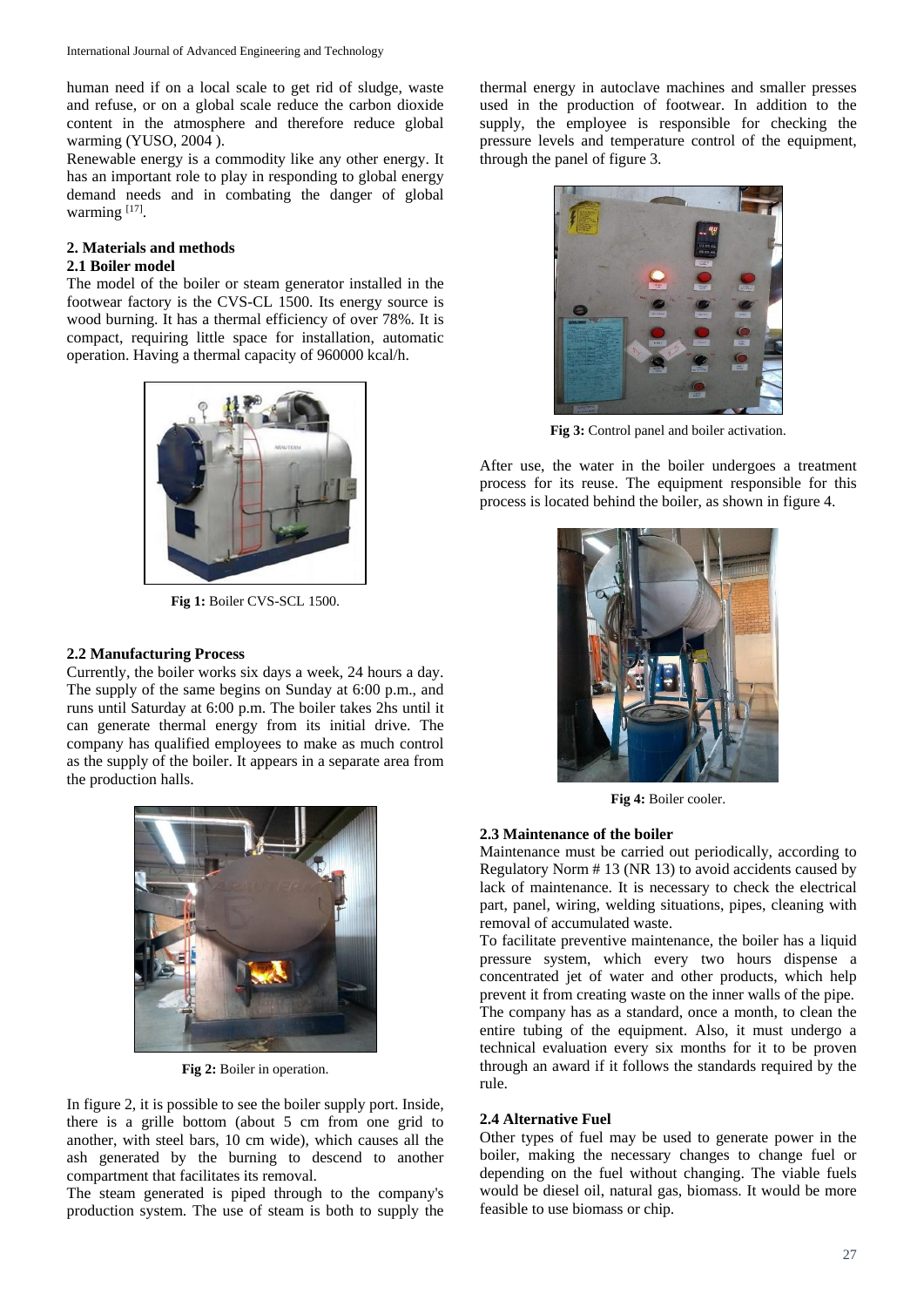human need if on a local scale to get rid of sludge, waste and refuse, or on a global scale reduce the carbon dioxide content in the atmosphere and therefore reduce global warming (YUSO, 2004 ).

Renewable energy is a commodity like any other energy. It has an important role to play in responding to global energy demand needs and in combating the danger of global warming [17].

## 2. Materials and methods

### 2.1 Boiler model

The model of the boiler or steam generator installed in the footwear factory is the CVS-CL 1500. Its energy source is wood burning. It has a thermal efficiency of over 78%. It is compact, requiring little space for installation, automatic operation. Having a thermal capacity of 960000 kcal/h.

**Fig 1:** Boiler CVS-SCL 1500.

### 2.2 Manufacturing Process

Currently, the boiler works six days a week, 24 hours a day. The supply of the same begins on Sunday at 6:00 p.m., and runs until Saturday at 6:00 p.m. The boiler takes 2hs until it can generate thermal energy from its initial drive. The company has qualified employees to make as much control as the supply of the boiler. It appears in a separate area from the production halls.

**Fig 2:** Boiler in operation.

In figure 2, it is possible to see the boiler supply port. Inside, there is a grille bottom (about 5 cm from one grid to another, with steel bars, 10 cm wide), which causes all the ash generated by the burning to descend to another compartment that facilitates its removal.

The steam generated is piped through to the company's production system. The use of steam is both to supply the thermal energy in autoclave machines and smaller presses used in the production of footwear. In addition to the supply, the employee is responsible for checking the pressure levels and temperature control of the equipment, through the panel of figure 3.

**Fig 3:** Control panel and boiler activation.

After use, the water in the boiler undergoes a treatment process for its reuse. The equipment responsible for this process is located behind the boiler, as shown in figure 4.

**Fig 4:** Boiler cooler.

### 2.3 Maintenance of the boiler

Maintenance must be carried out periodically, according to Regulatory Norm # 13 (NR 13) to avoid accidents caused by lack of maintenance. It is necessary to check the electrical part, panel, wiring, welding situations, pipes, cleaning with removal of accumulated waste.

To facilitate preventive maintenance, the boiler has a liquid pressure system, which every two hours dispense a concentrated jet of water and other products, which help prevent it from creating waste on the inner walls of the pipe.

The company has as a standard, once a month, to clean the entire tubing of the equipment. Also, it must undergo a technical evaluation every six months for it to be proven through an award if it follows the standards required by the rule.

### 2.4 Alternative Fuel

Other types of fuel may be used to generate power in the boiler, making the necessary changes to change fuel or depending on the fuel without changing. The viable fuels would be diesel oil, natural gas, biomass. It would be more feasible to use biomass or chip.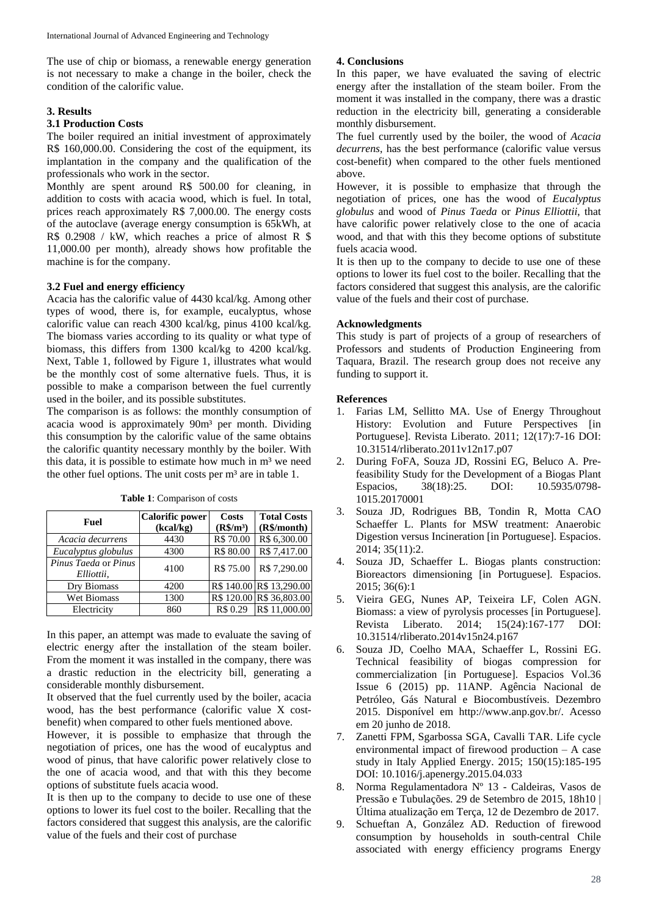The use of chip or biomass, a renewable energy generation is not necessary to make a change in the boiler, check the condition of the calorific value.

### 3. Results

### 3.1 Production Costs

The boiler required an initial investment of approximately R$ 160,000.00. Considering the cost of the equipment, its implantation in the company and the qualification of the professionals who work in the sector.

Monthly are spent around R$ 500.00 for cleaning, in addition to costs with acacia wood, which is fuel. In total, prices reach approximately R$ 7,000.00. The energy costs of the autoclave (average energy consumption is 65kWh, at R$ 0.2908 / kW, which reaches a price of almost R $ 11,000.00 per month), already shows how profitable the machine is for the company.

### 3.2 Fuel and energy efficiency

Acacia has the calorific value of 4430 kcal/kg. Among other types of wood, there is, for example, eucalyptus, whose calorific value can reach 4300 kcal/kg, pinus 4100 kcal/kg. The biomass varies according to its quality or what type of biomass, this differs from 1300 kcal/kg to 4200 kcal/kg. Next, Table 1, followed by Figure 1, illustrates what would be the monthly cost of some alternative fuels. Thus, it is possible to make a comparison between the fuel currently used in the boiler, and its possible substitutes.

The comparison is as follows: the monthly consumption of acacia wood is approximately 90m³ per month. Dividing this consumption by the calorific value of the same obtains the calorific quantity necessary monthly by the boiler. With this data, it is possible to estimate how much in m³ we need the other fuel options. The unit costs per m³ are in table 1.

**Table 1**: Comparison of costs

| Fuel | Calorific power (kcal/kg) | Costs (R$/m³) | Total Costs (R$/month) |
|---|---|---|---|
| *Acacia decurrens* | 4430 | R$ 70.00 | R$ 6,300.00 |
| *Eucalyptus globulus* | 4300 | R$ 80.00 | R$ 7,417.00 |
| *Pinus Taeda* or *Pinus Elliottii*, | 4100 | R$ 75.00 | R$ 7,290.00 |
| Dry Biomass | 4200 | R$ 140.00 | R$ 13,290.00 |
| Wet Biomass | 1300 | R$ 120.00 | R$ 36,803.00 |
| Electricity | 860 | R$ 0.29 | R$ 11,000.00 |

In this paper, an attempt was made to evaluate the saving of electric energy after the installation of the steam boiler. From the moment it was installed in the company, there was a drastic reduction in the electricity bill, generating a considerable monthly disbursement.

It observed that the fuel currently used by the boiler, acacia wood, has the best performance (calorific value X cost-benefit) when compared to other fuels mentioned above.

However, it is possible to emphasize that through the negotiation of prices, one has the wood of eucalyptus and wood of pinus, that have calorific power relatively close to the one of acacia wood, and that with this they become options of substitute fuels acacia wood.

It is then up to the company to decide to use one of these options to lower its fuel cost to the boiler. Recalling that the factors considered that suggest this analysis, are the calorific value of the fuels and their cost of purchase

### 4. Conclusions

In this paper, we have evaluated the saving of electric energy after the installation of the steam boiler. From the moment it was installed in the company, there was a drastic reduction in the electricity bill, generating a considerable monthly disbursement.

The fuel currently used by the boiler, the wood of *Acacia decurrens*, has the best performance (calorific value versus cost-benefit) when compared to the other fuels mentioned above.

However, it is possible to emphasize that through the negotiation of prices, one has the wood of *Eucalyptus globulus* and wood of *Pinus Taeda* or *Pinus Elliottii*, that have calorific power relatively close to the one of acacia wood, and that with this they become options of substitute fuels acacia wood.

It is then up to the company to decide to use one of these options to lower its fuel cost to the boiler. Recalling that the factors considered that suggest this analysis, are the calorific value of the fuels and their cost of purchase.

### Acknowledgments

This study is part of projects of a group of researchers of Professors and students of Production Engineering from Taquara, Brazil. The research group does not receive any funding to support it.

### References

1. Farias LM, Sellitto MA. Use of Energy Throughout History: Evolution and Future Perspectives [in Portuguese]. Revista Liberato. 2011; 12(17):7-16 DOI: 10.31514/rliberato.2011v12n17.p07
2. During FoFA, Souza JD, Rossini EG, Beluco A. Pre-feasibility Study for the Development of a Biogas Plant Espacios, 38(18):25. DOI: 10.5935/0798-1015.20170001
3. Souza JD, Rodrigues BB, Tondin R, Motta CAO Schaeffer L. Plants for MSW treatment: Anaerobic Digestion versus Incineration [in Portuguese]. Espacios. 2014; 35(11):2.
4. Souza JD, Schaeffer L. Biogas plants construction: Bioreactors dimensioning [in Portuguese]. Espacios. 2015; 36(6):1
5. Vieira GEG, Nunes AP, Teixeira LF, Colen AGN. Biomass: a view of pyrolysis processes [in Portuguese]. Revista Liberato. 2014; 15(24):167-177 DOI: 10.31514/rliberato.2014v15n24.p167
6. Souza JD, Coelho MAA, Schaeffer L, Rossini EG. Technical feasibility of biogas compression for commercialization [in Portuguese]. Espacios Vol.36 Issue 6 (2015) pp. 11ANP. Agência Nacional de Petróleo, Gás Natural e Biocombustíveis. Dezembro 2015. Disponível em http://www.anp.gov.br/. Acesso em 20 junho de 2018.
7. Zanetti FPM, Sgarbossa SGA, Cavalli TAR. Life cycle environmental impact of firewood production – A case study in Italy Applied Energy. 2015; 150(15):185-195 DOI: 10.1016/j.apenergy.2015.04.033
8. Norma Regulamentadora Nº 13 - Caldeiras, Vasos de Pressão e Tubulações. 29 de Setembro de 2015, 18h10 | Última atualização em Terça, 12 de Dezembro de 2017.
9. Schueftan A, González AD. Reduction of firewood consumption by households in south-central Chile associated with energy efficiency programs Energy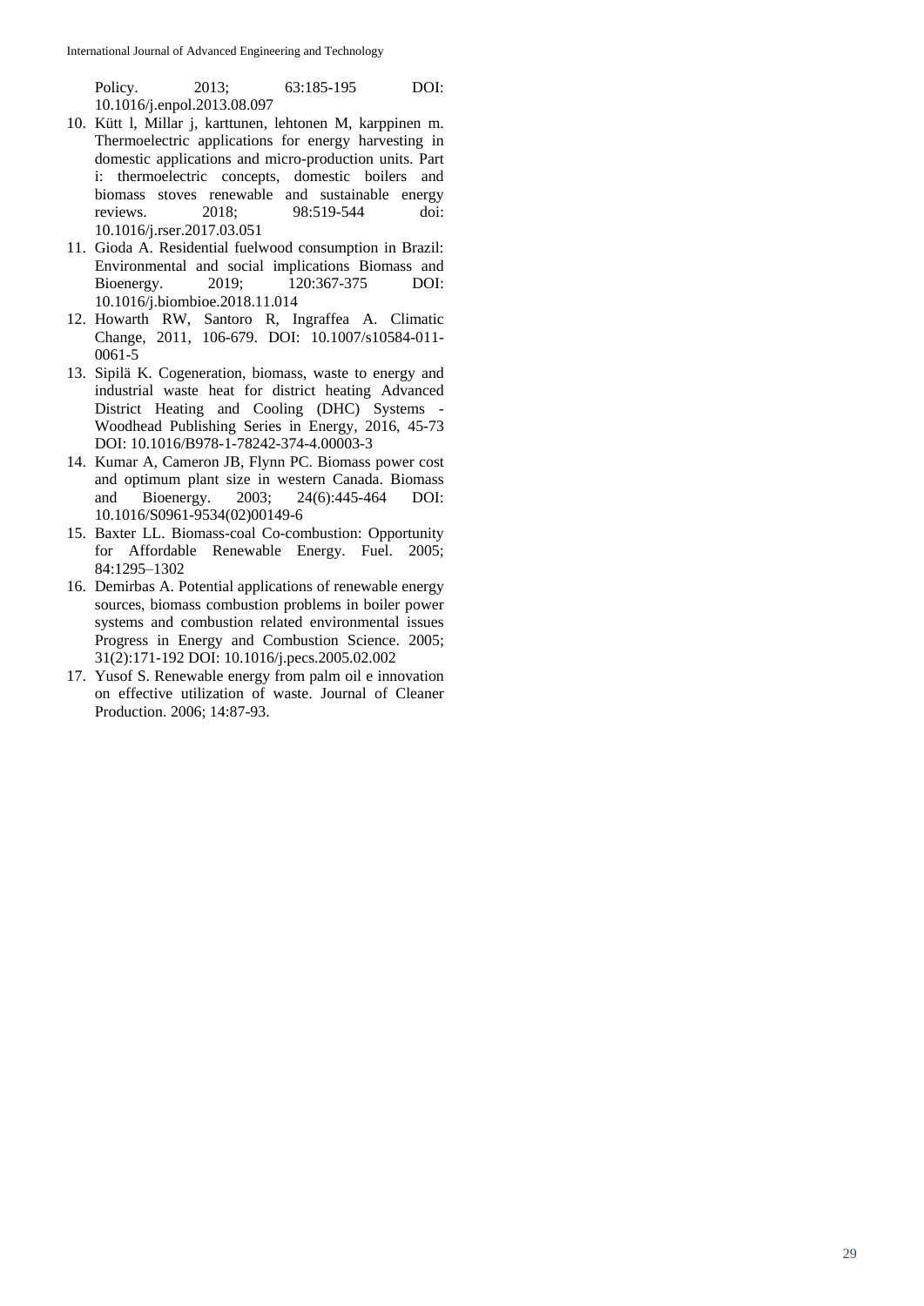Policy. 2013; 63:185-195 DOI: 10.1016/j.enpol.2013.08.097

10. Kütt l, Millar j, karttunen, lehtonen M, karppinen m. Thermoelectric applications for energy harvesting in domestic applications and micro-production units. Part i: thermoelectric concepts, domestic boilers and biomass stoves renewable and sustainable energy reviews. 2018; 98:519-544 doi: 10.1016/j.rser.2017.03.051
11. Gioda A. Residential fuelwood consumption in Brazil: Environmental and social implications Biomass and Bioenergy. 2019; 120:367-375 DOI: 10.1016/j.biombioe.2018.11.014
12. Howarth RW, Santoro R, Ingraffea A. Climatic Change, 2011, 106-679. DOI: 10.1007/s10584-011-0061-5
13. Sipilä K. Cogeneration, biomass, waste to energy and industrial waste heat for district heating Advanced District Heating and Cooling (DHC) Systems - Woodhead Publishing Series in Energy, 2016, 45-73 DOI: 10.1016/B978-1-78242-374-4.00003-3
14. Kumar A, Cameron JB, Flynn PC. Biomass power cost and optimum plant size in western Canada. Biomass and Bioenergy. 2003; 24(6):445-464 DOI: 10.1016/S0961-9534(02)00149-6
15. Baxter LL. Biomass-coal Co-combustion: Opportunity for Affordable Renewable Energy. Fuel. 2005; 84:1295–1302
16. Demirbas A. Potential applications of renewable energy sources, biomass combustion problems in boiler power systems and combustion related environmental issues Progress in Energy and Combustion Science. 2005; 31(2):171-192 DOI: 10.1016/j.pecs.2005.02.002
17. Yusof S. Renewable energy from palm oil e innovation on effective utilization of waste. Journal of Cleaner Production. 2006; 14:87-93.